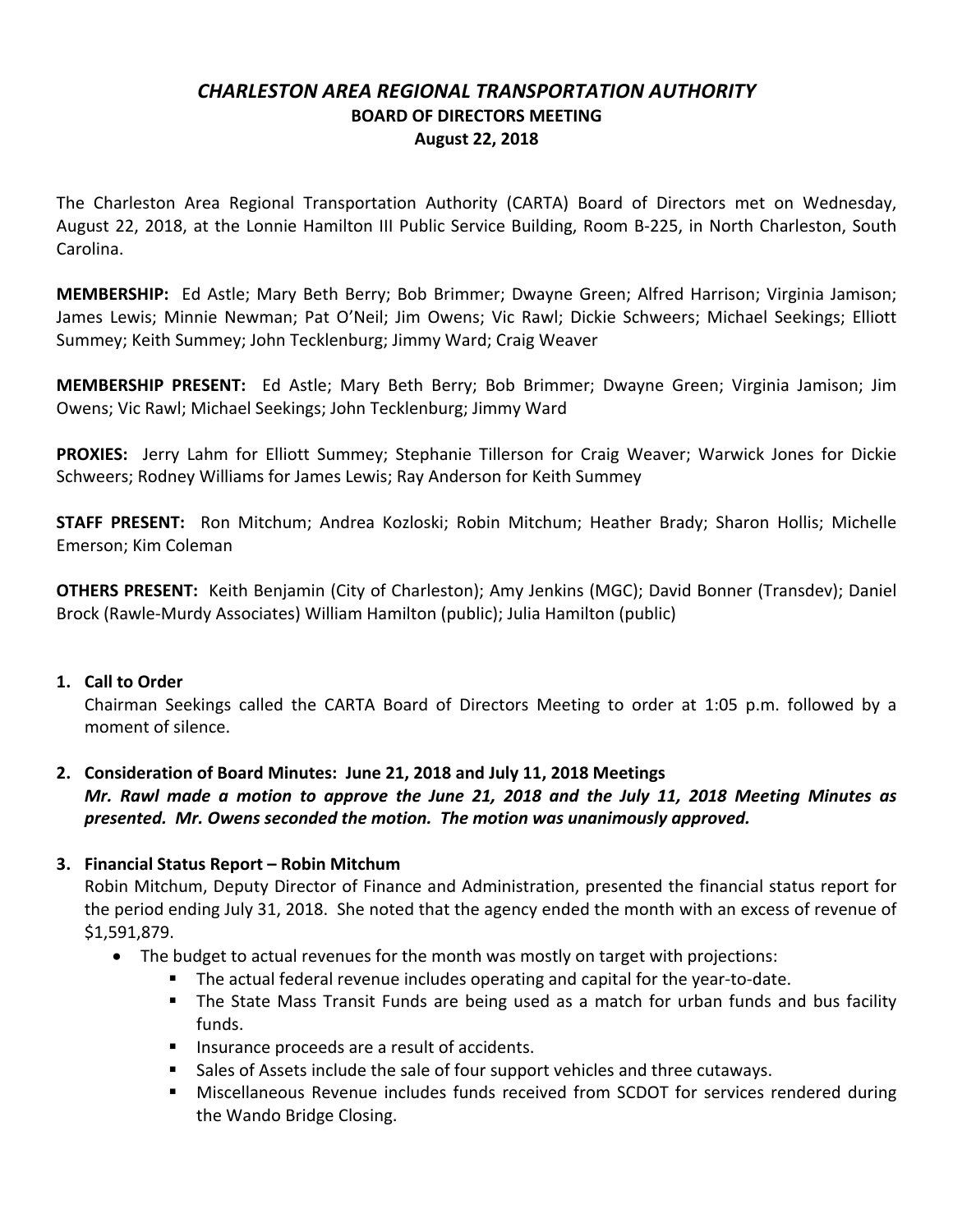# *CHARLESTON AREA REGIONAL TRANSPORTATION AUTHORITY*

## BOARD OF DIRECTORS MEETING

### August 22, 2018

The Charleston Area Regional Transportation Authority (CARTA) Board of Directors met on Wednesday, August 22, 2018, at the Lonnie Hamilton III Public Service Building, Room B-225, in North Charleston, South Carolina.

**MEMBERSHIP:** Ed Astle; Mary Beth Berry; Bob Brimmer; Dwayne Green; Alfred Harrison; Virginia Jamison; James Lewis; Minnie Newman; Pat O'Neil; Jim Owens; Vic Rawl; Dickie Schweers; Michael Seekings; Elliott Summey; Keith Summey; John Tecklenburg; Jimmy Ward; Craig Weaver

**MEMBERSHIP PRESENT:** Ed Astle; Mary Beth Berry; Bob Brimmer; Dwayne Green; Virginia Jamison; Jim Owens; Vic Rawl; Michael Seekings; John Tecklenburg; Jimmy Ward

**PROXIES:** Jerry Lahm for Elliott Summey; Stephanie Tillerson for Craig Weaver; Warwick Jones for Dickie Schweers; Rodney Williams for James Lewis; Ray Anderson for Keith Summey

**STAFF PRESENT:** Ron Mitchum; Andrea Kozloski; Robin Mitchum; Heather Brady; Sharon Hollis; Michelle Emerson; Kim Coleman

**OTHERS PRESENT:** Keith Benjamin (City of Charleston); Amy Jenkins (MGC); David Bonner (Transdev); Daniel Brock (Rawle-Murdy Associates) William Hamilton (public); Julia Hamilton (public)

1. **Call to Order**
   Chairman Seekings called the CARTA Board of Directors Meeting to order at 1:05 p.m. followed by a moment of silence.

2. **Consideration of Board Minutes: June 21, 2018 and July 11, 2018 Meetings**
   ***Mr. Rawl made a motion to approve the June 21, 2018 and the July 11, 2018 Meeting Minutes as presented. Mr. Owens seconded the motion. The motion was unanimously approved.***

3. **Financial Status Report – Robin Mitchum**
   Robin Mitchum, Deputy Director of Finance and Administration, presented the financial status report for the period ending July 31, 2018. She noted that the agency ended the month with an excess of revenue of $1,591,879.
   - The budget to actual revenues for the month was mostly on target with projections:
     - The actual federal revenue includes operating and capital for the year-to-date.
     - The State Mass Transit Funds are being used as a match for urban funds and bus facility funds.
     - Insurance proceeds are a result of accidents.
     - Sales of Assets include the sale of four support vehicles and three cutaways.
     - Miscellaneous Revenue includes funds received from SCDOT for services rendered during the Wando Bridge Closing.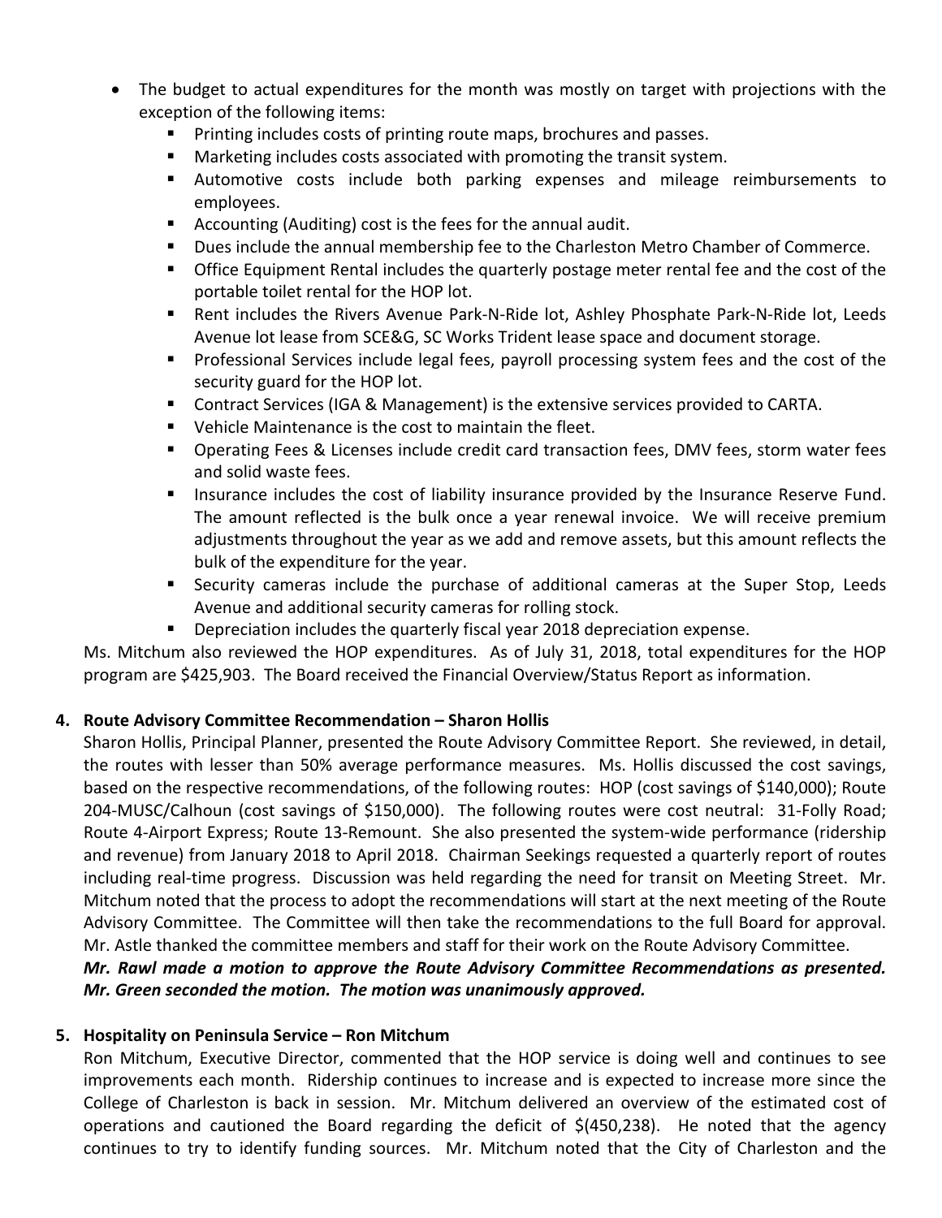- The budget to actual expenditures for the month was mostly on target with projections with the exception of the following items:
  - Printing includes costs of printing route maps, brochures and passes.
  - Marketing includes costs associated with promoting the transit system.
  - Automotive costs include both parking expenses and mileage reimbursements to employees.
  - Accounting (Auditing) cost is the fees for the annual audit.
  - Dues include the annual membership fee to the Charleston Metro Chamber of Commerce.
  - Office Equipment Rental includes the quarterly postage meter rental fee and the cost of the portable toilet rental for the HOP lot.
  - Rent includes the Rivers Avenue Park-N-Ride lot, Ashley Phosphate Park-N-Ride lot, Leeds Avenue lot lease from SCE&G, SC Works Trident lease space and document storage.
  - Professional Services include legal fees, payroll processing system fees and the cost of the security guard for the HOP lot.
  - Contract Services (IGA & Management) is the extensive services provided to CARTA.
  - Vehicle Maintenance is the cost to maintain the fleet.
  - Operating Fees & Licenses include credit card transaction fees, DMV fees, storm water fees and solid waste fees.
  - Insurance includes the cost of liability insurance provided by the Insurance Reserve Fund. The amount reflected is the bulk once a year renewal invoice. We will receive premium adjustments throughout the year as we add and remove assets, but this amount reflects the bulk of the expenditure for the year.
  - Security cameras include the purchase of additional cameras at the Super Stop, Leeds Avenue and additional security cameras for rolling stock.
  - Depreciation includes the quarterly fiscal year 2018 depreciation expense.

Ms. Mitchum also reviewed the HOP expenditures. As of July 31, 2018, total expenditures for the HOP program are $425,903. The Board received the Financial Overview/Status Report as information.

**4. Route Advisory Committee Recommendation – Sharon Hollis**

Sharon Hollis, Principal Planner, presented the Route Advisory Committee Report. She reviewed, in detail, the routes with lesser than 50% average performance measures. Ms. Hollis discussed the cost savings, based on the respective recommendations, of the following routes: HOP (cost savings of $140,000); Route 204-MUSC/Calhoun (cost savings of $150,000). The following routes were cost neutral: 31-Folly Road; Route 4-Airport Express; Route 13-Remount. She also presented the system-wide performance (ridership and revenue) from January 2018 to April 2018. Chairman Seekings requested a quarterly report of routes including real-time progress. Discussion was held regarding the need for transit on Meeting Street. Mr. Mitchum noted that the process to adopt the recommendations will start at the next meeting of the Route Advisory Committee. The Committee will then take the recommendations to the full Board for approval. Mr. Astle thanked the committee members and staff for their work on the Route Advisory Committee.

***Mr. Rawl made a motion to approve the Route Advisory Committee Recommendations as presented. Mr. Green seconded the motion. The motion was unanimously approved.***

**5. Hospitality on Peninsula Service – Ron Mitchum**

Ron Mitchum, Executive Director, commented that the HOP service is doing well and continues to see improvements each month. Ridership continues to increase and is expected to increase more since the College of Charleston is back in session. Mr. Mitchum delivered an overview of the estimated cost of operations and cautioned the Board regarding the deficit of $(450,238). He noted that the agency continues to try to identify funding sources. Mr. Mitchum noted that the City of Charleston and the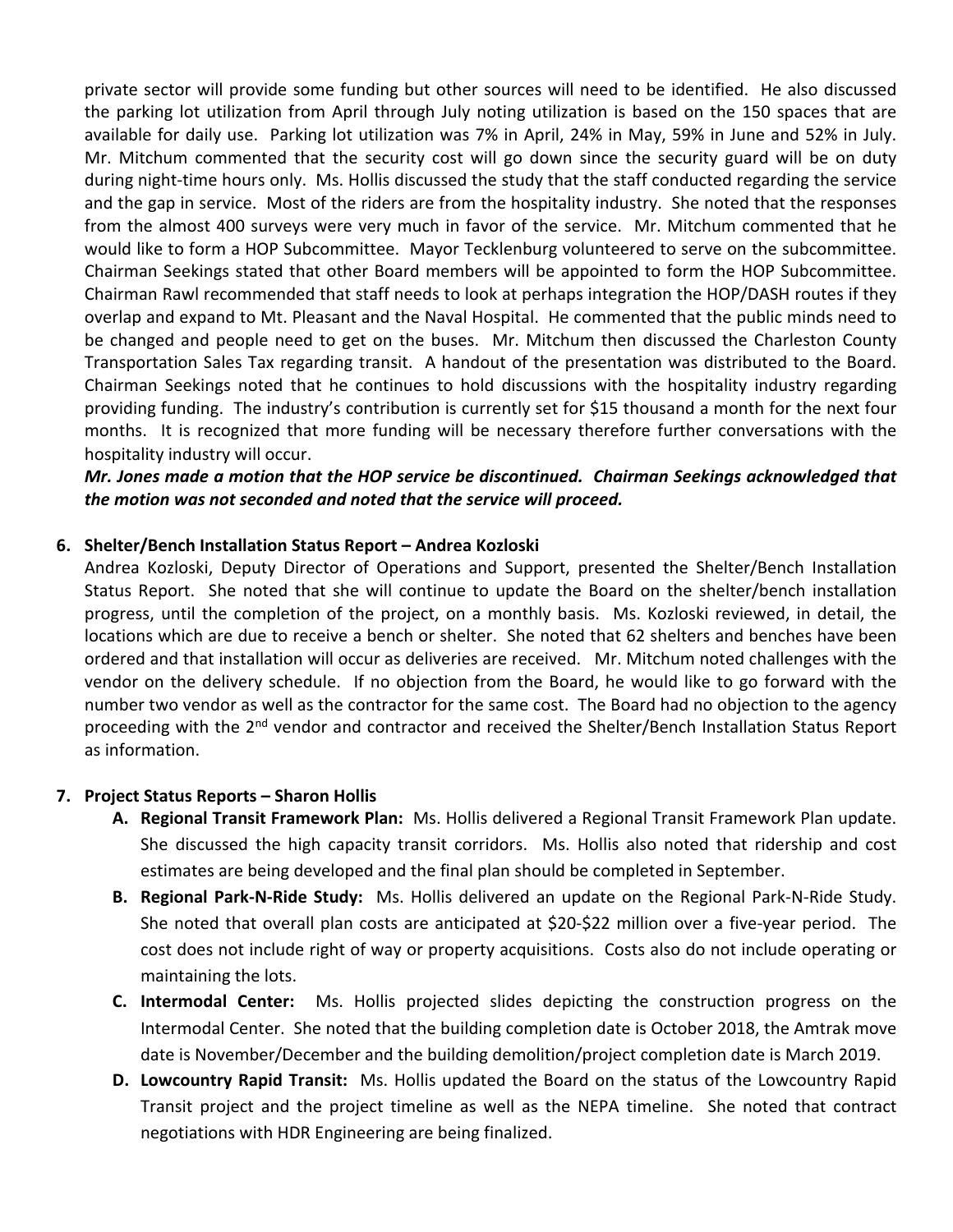private sector will provide some funding but other sources will need to be identified. He also discussed the parking lot utilization from April through July noting utilization is based on the 150 spaces that are available for daily use. Parking lot utilization was 7% in April, 24% in May, 59% in June and 52% in July. Mr. Mitchum commented that the security cost will go down since the security guard will be on duty during night-time hours only. Ms. Hollis discussed the study that the staff conducted regarding the service and the gap in service. Most of the riders are from the hospitality industry. She noted that the responses from the almost 400 surveys were very much in favor of the service. Mr. Mitchum commented that he would like to form a HOP Subcommittee. Mayor Tecklenburg volunteered to serve on the subcommittee. Chairman Seekings stated that other Board members will be appointed to form the HOP Subcommittee. Chairman Rawl recommended that staff needs to look at perhaps integration the HOP/DASH routes if they overlap and expand to Mt. Pleasant and the Naval Hospital. He commented that the public minds need to be changed and people need to get on the buses. Mr. Mitchum then discussed the Charleston County Transportation Sales Tax regarding transit. A handout of the presentation was distributed to the Board. Chairman Seekings noted that he continues to hold discussions with the hospitality industry regarding providing funding. The industry's contribution is currently set for $15 thousand a month for the next four months. It is recognized that more funding will be necessary therefore further conversations with the hospitality industry will occur.

***Mr. Jones made a motion that the HOP service be discontinued. Chairman Seekings acknowledged that the motion was not seconded and noted that the service will proceed.***

**6. Shelter/Bench Installation Status Report – Andrea Kozloski**

Andrea Kozloski, Deputy Director of Operations and Support, presented the Shelter/Bench Installation Status Report. She noted that she will continue to update the Board on the shelter/bench installation progress, until the completion of the project, on a monthly basis. Ms. Kozloski reviewed, in detail, the locations which are due to receive a bench or shelter. She noted that 62 shelters and benches have been ordered and that installation will occur as deliveries are received. Mr. Mitchum noted challenges with the vendor on the delivery schedule. If no objection from the Board, he would like to go forward with the number two vendor as well as the contractor for the same cost. The Board had no objection to the agency proceeding with the 2nd vendor and contractor and received the Shelter/Bench Installation Status Report as information.

**7. Project Status Reports – Sharon Hollis**

- **A. Regional Transit Framework Plan:** Ms. Hollis delivered a Regional Transit Framework Plan update. She discussed the high capacity transit corridors. Ms. Hollis also noted that ridership and cost estimates are being developed and the final plan should be completed in September.
- **B. Regional Park-N-Ride Study:** Ms. Hollis delivered an update on the Regional Park-N-Ride Study. She noted that overall plan costs are anticipated at $20-$22 million over a five-year period. The cost does not include right of way or property acquisitions. Costs also do not include operating or maintaining the lots.
- **C. Intermodal Center:** Ms. Hollis projected slides depicting the construction progress on the Intermodal Center. She noted that the building completion date is October 2018, the Amtrak move date is November/December and the building demolition/project completion date is March 2019.
- **D. Lowcountry Rapid Transit:** Ms. Hollis updated the Board on the status of the Lowcountry Rapid Transit project and the project timeline as well as the NEPA timeline. She noted that contract negotiations with HDR Engineering are being finalized.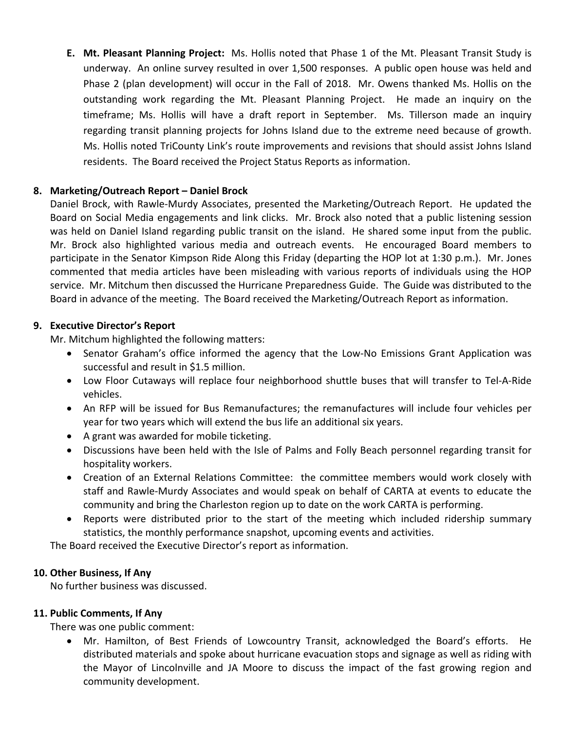**E. Mt. Pleasant Planning Project:** Ms. Hollis noted that Phase 1 of the Mt. Pleasant Transit Study is underway. An online survey resulted in over 1,500 responses. A public open house was held and Phase 2 (plan development) will occur in the Fall of 2018. Mr. Owens thanked Ms. Hollis on the outstanding work regarding the Mt. Pleasant Planning Project. He made an inquiry on the timeframe; Ms. Hollis will have a draft report in September. Ms. Tillerson made an inquiry regarding transit planning projects for Johns Island due to the extreme need because of growth. Ms. Hollis noted TriCounty Link's route improvements and revisions that should assist Johns Island residents. The Board received the Project Status Reports as information.

**8. Marketing/Outreach Report – Daniel Brock**

Daniel Brock, with Rawle-Murdy Associates, presented the Marketing/Outreach Report. He updated the Board on Social Media engagements and link clicks. Mr. Brock also noted that a public listening session was held on Daniel Island regarding public transit on the island. He shared some input from the public. Mr. Brock also highlighted various media and outreach events. He encouraged Board members to participate in the Senator Kimpson Ride Along this Friday (departing the HOP lot at 1:30 p.m.). Mr. Jones commented that media articles have been misleading with various reports of individuals using the HOP service. Mr. Mitchum then discussed the Hurricane Preparedness Guide. The Guide was distributed to the Board in advance of the meeting. The Board received the Marketing/Outreach Report as information.

**9. Executive Director's Report**

Mr. Mitchum highlighted the following matters:

- Senator Graham's office informed the agency that the Low-No Emissions Grant Application was successful and result in $1.5 million.
- Low Floor Cutaways will replace four neighborhood shuttle buses that will transfer to Tel-A-Ride vehicles.
- An RFP will be issued for Bus Remanufactures; the remanufactures will include four vehicles per year for two years which will extend the bus life an additional six years.
- A grant was awarded for mobile ticketing.
- Discussions have been held with the Isle of Palms and Folly Beach personnel regarding transit for hospitality workers.
- Creation of an External Relations Committee: the committee members would work closely with staff and Rawle-Murdy Associates and would speak on behalf of CARTA at events to educate the community and bring the Charleston region up to date on the work CARTA is performing.
- Reports were distributed prior to the start of the meeting which included ridership summary statistics, the monthly performance snapshot, upcoming events and activities.

The Board received the Executive Director's report as information.

**10. Other Business, If Any**

No further business was discussed.

**11. Public Comments, If Any**

There was one public comment:

- Mr. Hamilton, of Best Friends of Lowcountry Transit, acknowledged the Board's efforts. He distributed materials and spoke about hurricane evacuation stops and signage as well as riding with the Mayor of Lincolnville and JA Moore to discuss the impact of the fast growing region and community development.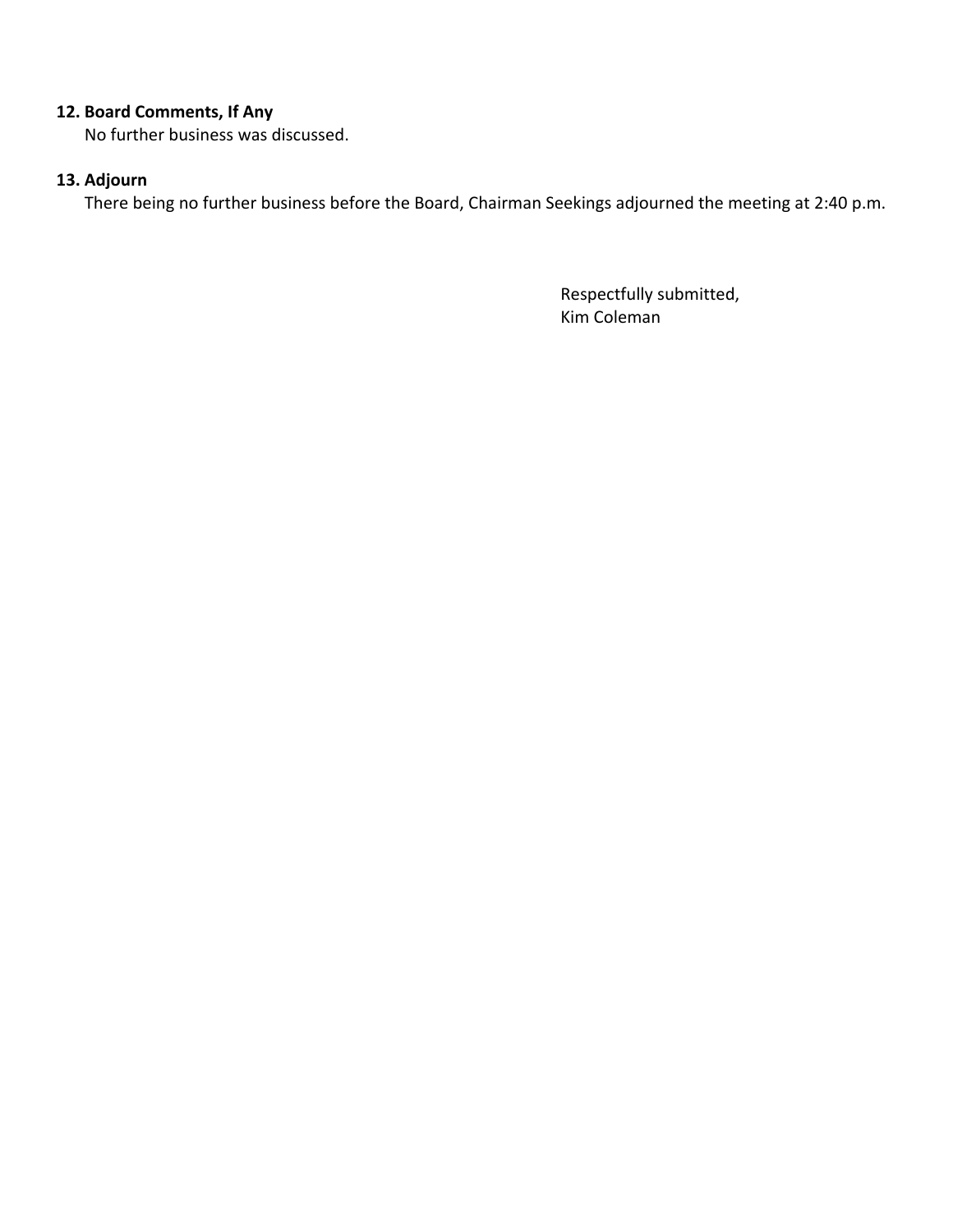**12. Board Comments, If Any**

No further business was discussed.

**13. Adjourn**

There being no further business before the Board, Chairman Seekings adjourned the meeting at 2:40 p.m.

Respectfully submitted,
Kim Coleman